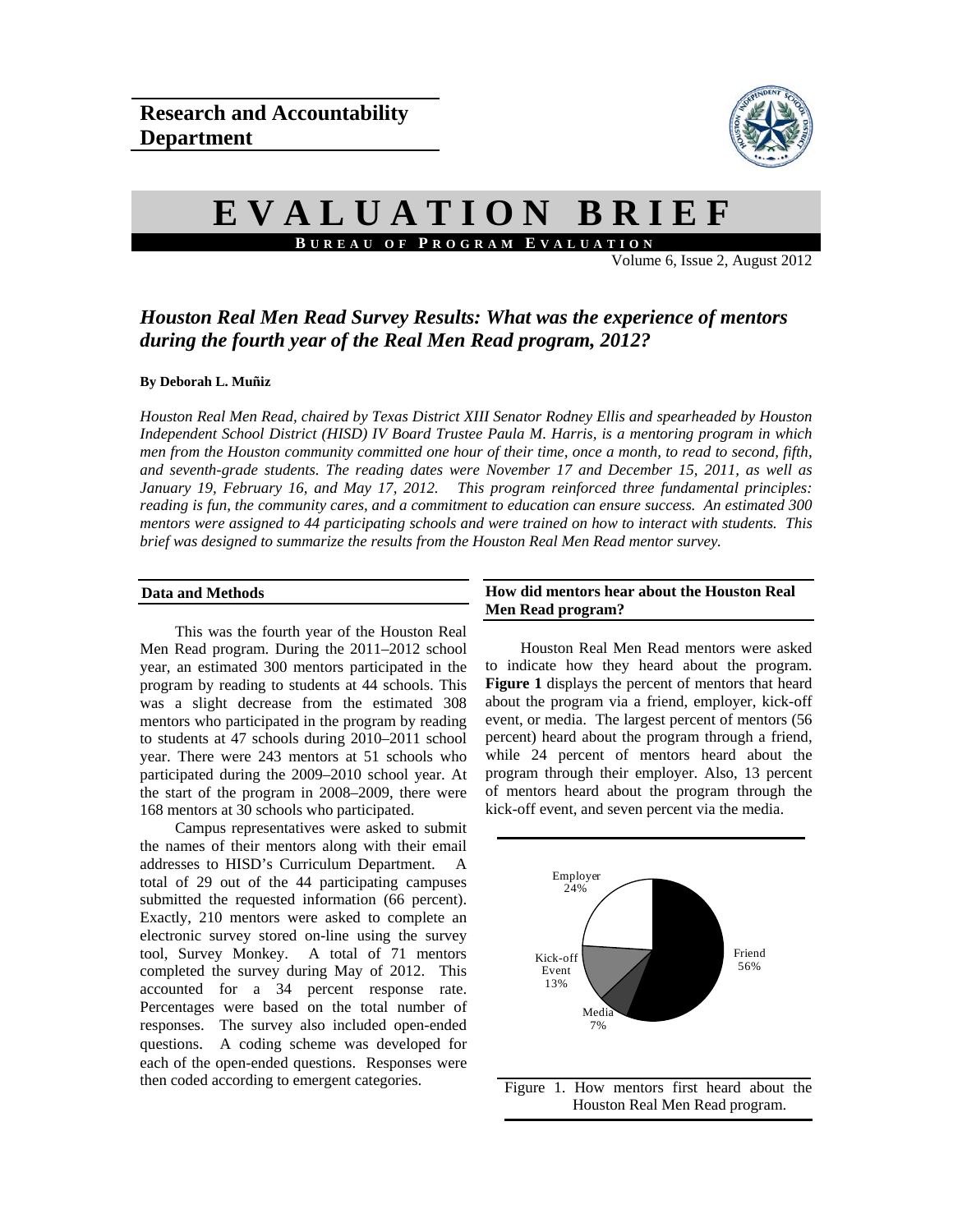Research and Accountability Department

# EVALUATION BRIEF

BUREAU OF PROGRAM EVALUATION

Volume 6, Issue 2, August 2012

## *Houston Real Men Read Survey Results: What was the experience of mentors during the fourth year of the Real Men Read program, 2012?*

**By Deborah L. Muñiz**

*Houston Real Men Read, chaired by Texas District XIII Senator Rodney Ellis and spearheaded by Houston Independent School District (HISD) IV Board Trustee Paula M. Harris, is a mentoring program in which men from the Houston community committed one hour of their time, once a month, to read to second, fifth, and seventh-grade students. The reading dates were November 17 and December 15, 2011, as well as January 19, February 16, and May 17, 2012. This program reinforced three fundamental principles: reading is fun, the community cares, and a commitment to education can ensure success. An estimated 300 mentors were assigned to 44 participating schools and were trained on how to interact with students. This brief was designed to summarize the results from the Houston Real Men Read mentor survey.*

### Data and Methods

This was the fourth year of the Houston Real Men Read program. During the 2011–2012 school year, an estimated 300 mentors participated in the program by reading to students at 44 schools. This was a slight decrease from the estimated 308 mentors who participated in the program by reading to students at 47 schools during 2010–2011 school year. There were 243 mentors at 51 schools who participated during the 2009–2010 school year. At the start of the program in 2008–2009, there were 168 mentors at 30 schools who participated.

Campus representatives were asked to submit the names of their mentors along with their email addresses to HISD's Curriculum Department. A total of 29 out of the 44 participating campuses submitted the requested information (66 percent). Exactly, 210 mentors were asked to complete an electronic survey stored on-line using the survey tool, Survey Monkey. A total of 71 mentors completed the survey during May of 2012. This accounted for a 34 percent response rate. Percentages were based on the total number of responses. The survey also included open-ended questions. A coding scheme was developed for each of the open-ended questions. Responses were then coded according to emergent categories.

### How did mentors hear about the Houston Real Men Read program?

Houston Real Men Read mentors were asked to indicate how they heard about the program. **Figure 1** displays the percent of mentors that heard about the program via a friend, employer, kick-off event, or media. The largest percent of mentors (56 percent) heard about the program through a friend, while 24 percent of mentors heard about the program through their employer. Also, 13 percent of mentors heard about the program through the kick-off event, and seven percent via the media.

| Source | Percent |
|---|---|
| Friend | 56% |
| Employer | 24% |
| Kick-off Event | 13% |
| Media | 7% |

Figure 1. How mentors first heard about the Houston Real Men Read program.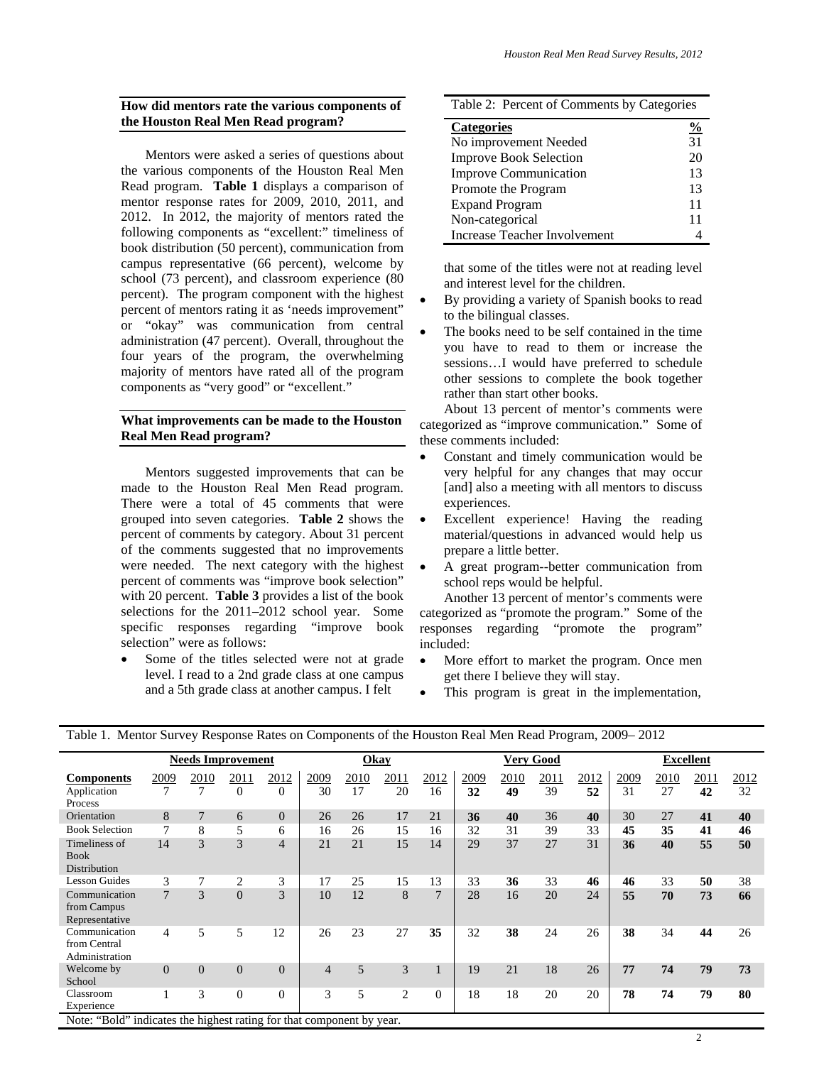## How did mentors rate the various components of the Houston Real Men Read program?

Mentors were asked a series of questions about the various components of the Houston Real Men Read program. **Table 1** displays a comparison of mentor response rates for 2009, 2010, 2011, and 2012. In 2012, the majority of mentors rated the following components as "excellent:" timeliness of book distribution (50 percent), communication from campus representative (66 percent), welcome by school (73 percent), and classroom experience (80 percent). The program component with the highest percent of mentors rating it as 'needs improvement" or "okay" was communication from central administration (47 percent). Overall, throughout the four years of the program, the overwhelming majority of mentors have rated all of the program components as "very good" or "excellent."

## What improvements can be made to the Houston Real Men Read program?

Mentors suggested improvements that can be made to the Houston Real Men Read program. There were a total of 45 comments that were grouped into seven categories. **Table 2** shows the percent of comments by category. About 31 percent of the comments suggested that no improvements were needed. The next category with the highest percent of comments was "improve book selection" with 20 percent. **Table 3** provides a list of the book selections for the 2011–2012 school year. Some specific responses regarding "improve book selection" were as follows:

- Some of the titles selected were not at grade level. I read to a 2nd grade class at one campus and a 5th grade class at another campus. I felt that some of the titles were not at reading level and interest level for the children.
- By providing a variety of Spanish books to read to the bilingual classes.
- The books need to be self contained in the time you have to read to them or increase the sessions…I would have preferred to schedule other sessions to complete the book together rather than start other books.

Table 2: Percent of Comments by Categories

| Categories | % |
|---|---|
| No improvement Needed | 31 |
| Improve Book Selection | 20 |
| Improve Communication | 13 |
| Promote the Program | 13 |
| Expand Program | 11 |
| Non-categorical | 11 |
| Increase Teacher Involvement | 4 |

About 13 percent of mentor's comments were categorized as "improve communication." Some of these comments included:

- Constant and timely communication would be very helpful for any changes that may occur [and] also a meeting with all mentors to discuss experiences.
- Excellent experience! Having the reading material/questions in advanced would help us prepare a little better.
- A great program--better communication from school reps would be helpful.

Another 13 percent of mentor's comments were categorized as "promote the program." Some of the responses regarding "promote the program" included:

- More effort to market the program. Once men get there I believe they will stay.
- This program is great in the implementation,

Table 1. Mentor Survey Response Rates on Components of the Houston Real Men Read Program, 2009– 2012

| | Needs Improvement | | | | Okay | | | | Very Good | | | | Excellent | | | |
|---|---|---|---|---|---|---|---|---|---|---|---|---|---|---|---|---|
| **Components** | 2009 | 2010 | 2011 | 2012 | 2009 | 2010 | 2011 | 2012 | 2009 | 2010 | 2011 | 2012 | 2009 | 2010 | 2011 | 2012 |
| Application Process | 7 | 7 | 0 | 0 | 30 | 17 | 20 | 16 | **32** | **49** | 39 | **52** | 31 | 27 | **42** | 32 |
| Orientation | 8 | 7 | 6 | 0 | 26 | 26 | 17 | 21 | **36** | **40** | 36 | **40** | 30 | 27 | **41** | **40** |
| Book Selection | 7 | 8 | 5 | 6 | 16 | 26 | 15 | 16 | 32 | 31 | 39 | 33 | **45** | **35** | **41** | **46** |
| Timeliness of Book Distribution | 14 | 3 | 3 | 4 | 21 | 21 | 15 | 14 | 29 | 37 | 27 | 31 | **36** | **40** | **55** | **50** |
| Lesson Guides | 3 | 7 | 2 | 3 | 17 | 25 | 15 | 13 | 33 | **36** | 33 | **46** | **46** | 33 | **50** | 38 |
| Communication from Campus Representative | 7 | 3 | 0 | 3 | 10 | 12 | 8 | 7 | 28 | 16 | 20 | 24 | **55** | **70** | **73** | **66** |
| Communication from Central Administration | 4 | 5 | 5 | 12 | 26 | 23 | 27 | **35** | 32 | **38** | 24 | 26 | **38** | 34 | **44** | 26 |
| Welcome by School | 0 | 0 | 0 | 0 | 4 | 5 | 3 | 1 | 19 | 21 | 18 | 26 | **77** | **74** | **79** | **73** |
| Classroom Experience | 1 | 3 | 0 | 0 | 3 | 5 | 2 | 0 | 18 | 18 | 20 | 20 | **78** | **74** | **79** | **80** |

Note: "Bold" indicates the highest rating for that component by year.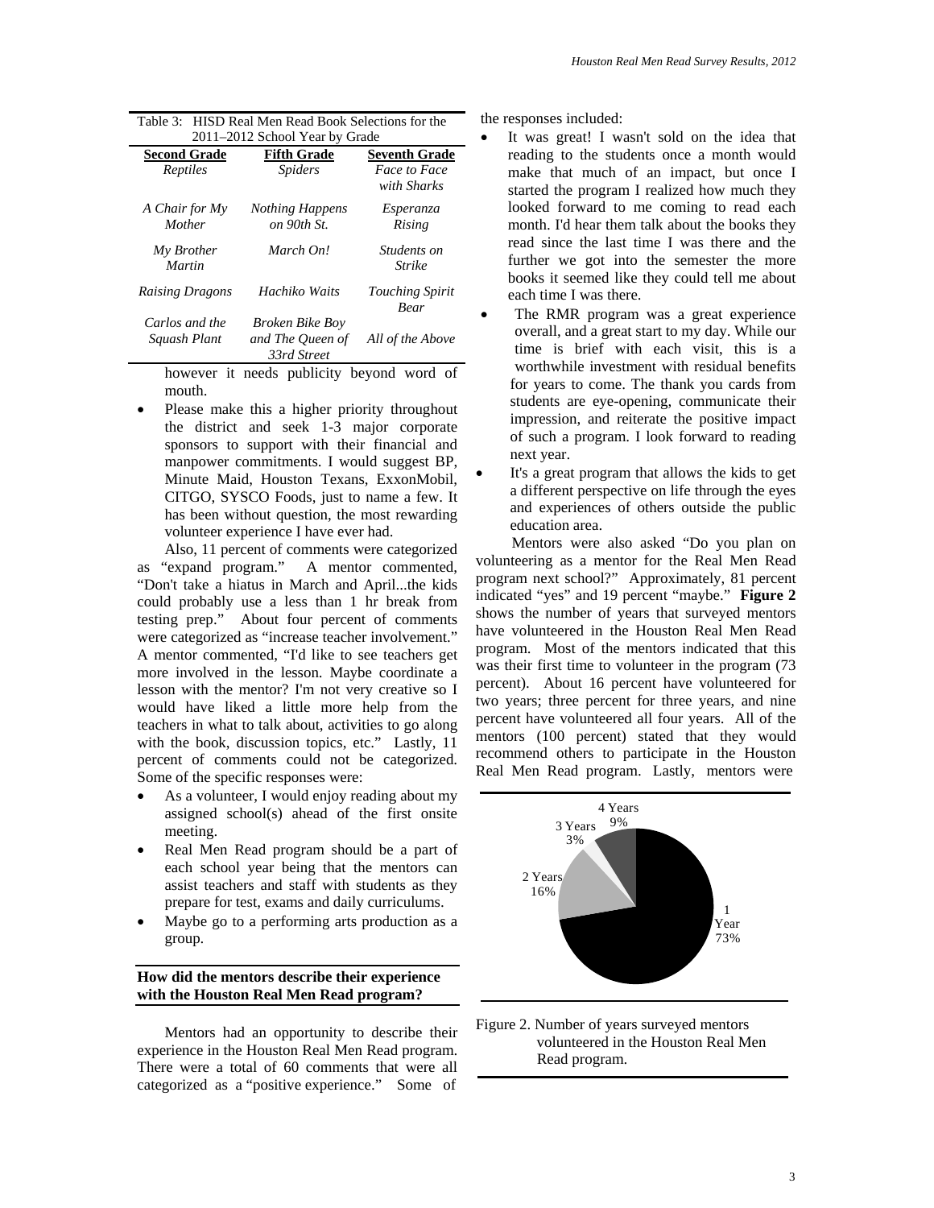Table 3: HISD Real Men Read Book Selections for the 2011–2012 School Year by Grade

| Second Grade | Fifth Grade | Seventh Grade |
|---|---|---|
| *Reptiles* | *Spiders* | *Face to Face with Sharks* |
| *A Chair for My Mother* | *Nothing Happens on 90th St.* | *Esperanza Rising* |
| *My Brother Martin* | *March On!* | *Students on Strike* |
| *Raising Dragons* | *Hachiko Waits* | *Touching Spirit Bear* |
| *Carlos and the Squash Plant* | *Broken Bike Boy and The Queen of 33rd Street* | *All of the Above* |

however it needs publicity beyond word of mouth.

- Please make this a higher priority throughout the district and seek 1-3 major corporate sponsors to support with their financial and manpower commitments. I would suggest BP, Minute Maid, Houston Texans, ExxonMobil, CITGO, SYSCO Foods, just to name a few. It has been without question, the most rewarding volunteer experience I have ever had.

Also, 11 percent of comments were categorized as "expand program." A mentor commented, "Don't take a hiatus in March and April...the kids could probably use a less than 1 hr break from testing prep." About four percent of comments were categorized as "increase teacher involvement." A mentor commented, "I'd like to see teachers get more involved in the lesson. Maybe coordinate a lesson with the mentor? I'm not very creative so I would have liked a little more help from the teachers in what to talk about, activities to go along with the book, discussion topics, etc." Lastly, 11 percent of comments could not be categorized. Some of the specific responses were:

- As a volunteer, I would enjoy reading about my assigned school(s) ahead of the first onsite meeting.
- Real Men Read program should be a part of each school year being that the mentors can assist teachers and staff with students as they prepare for test, exams and daily curriculums.
- Maybe go to a performing arts production as a group.

### How did the mentors describe their experience with the Houston Real Men Read program?

Mentors had an opportunity to describe their experience in the Houston Real Men Read program. There were a total of 60 comments that were all categorized as a "positive experience." Some of the responses included:

- It was great! I wasn't sold on the idea that reading to the students once a month would make that much of an impact, but once I started the program I realized how much they looked forward to me coming to read each month. I'd hear them talk about the books they read since the last time I was there and the further we got into the semester the more books it seemed like they could tell me about each time I was there.
- The RMR program was a great experience overall, and a great start to my day. While our time is brief with each visit, this is a worthwhile investment with residual benefits for years to come. The thank you cards from students are eye-opening, communicate their impression, and reiterate the positive impact of such a program. I look forward to reading next year.
- It's a great program that allows the kids to get a different perspective on life through the eyes and experiences of others outside the public education area.

Mentors were also asked "Do you plan on volunteering as a mentor for the Real Men Read program next school?" Approximately, 81 percent indicated "yes" and 19 percent "maybe." **Figure 2** shows the number of years that surveyed mentors have volunteered in the Houston Real Men Read program. Most of the mentors indicated that this was their first time to volunteer in the program (73 percent). About 16 percent have volunteered for two years; three percent for three years, and nine percent have volunteered all four years. All of the mentors (100 percent) stated that they would recommend others to participate in the Houston Real Men Read program. Lastly, mentors were

| Years | Percent |
|---|---|
| 1 Year | 73% |
| 2 Years | 16% |
| 3 Years | 3% |
| 4 Years | 9% |

Figure 2. Number of years surveyed mentors volunteered in the Houston Real Men Read program.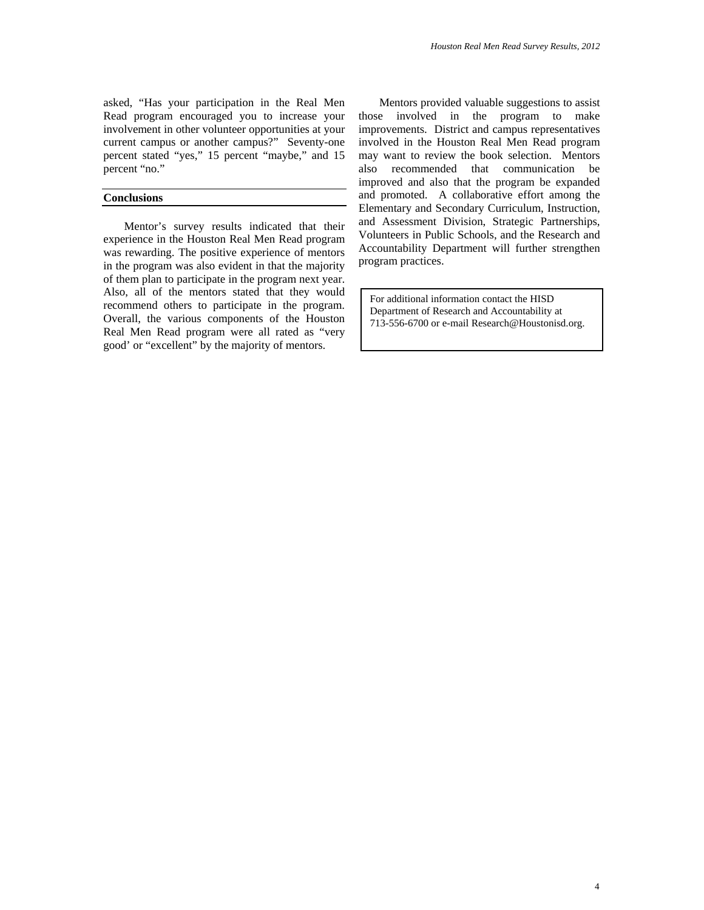asked, "Has your participation in the Real Men Read program encouraged you to increase your involvement in other volunteer opportunities at your current campus or another campus?" Seventy-one percent stated "yes," 15 percent "maybe," and 15 percent "no."

## Conclusions

Mentor's survey results indicated that their experience in the Houston Real Men Read program was rewarding. The positive experience of mentors in the program was also evident in that the majority of them plan to participate in the program next year. Also, all of the mentors stated that they would recommend others to participate in the program. Overall, the various components of the Houston Real Men Read program were all rated as "very good' or "excellent" by the majority of mentors.

Mentors provided valuable suggestions to assist those involved in the program to make improvements. District and campus representatives involved in the Houston Real Men Read program may want to review the book selection. Mentors also recommended that communication be improved and also that the program be expanded and promoted. A collaborative effort among the Elementary and Secondary Curriculum, Instruction, and Assessment Division, Strategic Partnerships, Volunteers in Public Schools, and the Research and Accountability Department will further strengthen program practices.

For additional information contact the HISD Department of Research and Accountability at 713-556-6700 or e-mail Research@Houstonisd.org.